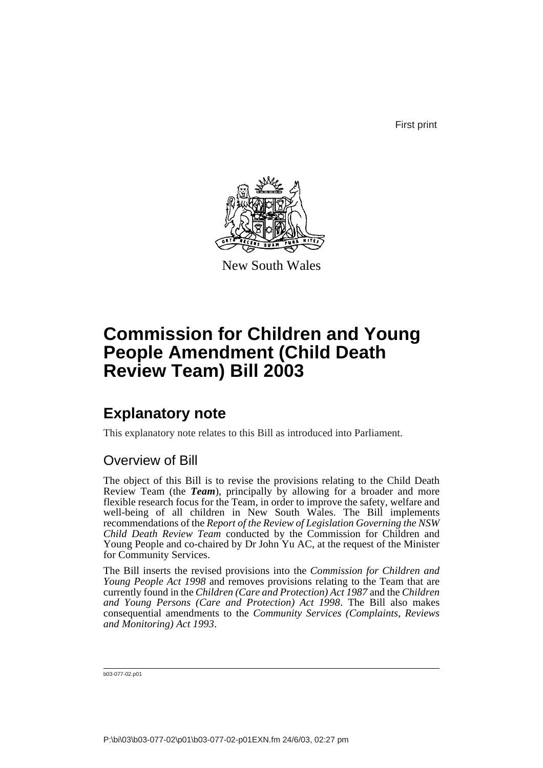First print

New South Wales

# Commission for Children and Young People Amendment (Child Death Review Team) Bill 2003

## Explanatory note

This explanatory note relates to this Bill as introduced into Parliament.

### Overview of Bill

The object of this Bill is to revise the provisions relating to the Child Death Review Team (the ***Team***), principally by allowing for a broader and more flexible research focus for the Team, in order to improve the safety, welfare and well-being of all children in New South Wales. The Bill implements recommendations of the *Report of the Review of Legislation Governing the NSW Child Death Review Team* conducted by the Commission for Children and Young People and co-chaired by Dr John Yu AC, at the request of the Minister for Community Services.

The Bill inserts the revised provisions into the *Commission for Children and Young People Act 1998* and removes provisions relating to the Team that are currently found in the *Children (Care and Protection) Act 1987* and the *Children and Young Persons (Care and Protection) Act 1998*. The Bill also makes consequential amendments to the *Community Services (Complaints, Reviews and Monitoring) Act 1993*.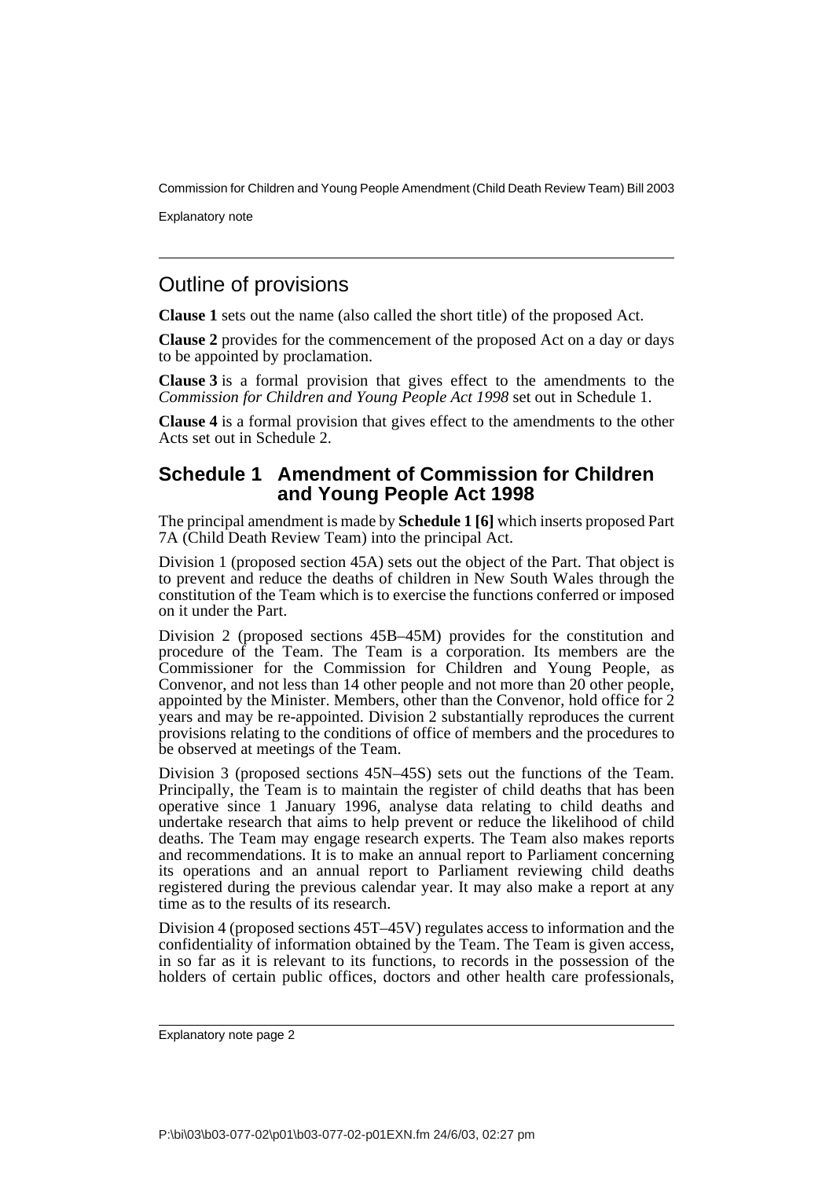## Outline of provisions

**Clause 1** sets out the name (also called the short title) of the proposed Act.

**Clause 2** provides for the commencement of the proposed Act on a day or days to be appointed by proclamation.

**Clause 3** is a formal provision that gives effect to the amendments to the *Commission for Children and Young People Act 1998* set out in Schedule 1.

**Clause 4** is a formal provision that gives effect to the amendments to the other Acts set out in Schedule 2.

### Schedule 1 Amendment of Commission for Children and Young People Act 1998

The principal amendment is made by **Schedule 1 [6]** which inserts proposed Part 7A (Child Death Review Team) into the principal Act.

Division 1 (proposed section 45A) sets out the object of the Part. That object is to prevent and reduce the deaths of children in New South Wales through the constitution of the Team which is to exercise the functions conferred or imposed on it under the Part.

Division 2 (proposed sections 45B–45M) provides for the constitution and procedure of the Team. The Team is a corporation. Its members are the Commissioner for the Commission for Children and Young People, as Convenor, and not less than 14 other people and not more than 20 other people, appointed by the Minister. Members, other than the Convenor, hold office for 2 years and may be re-appointed. Division 2 substantially reproduces the current provisions relating to the conditions of office of members and the procedures to be observed at meetings of the Team.

Division 3 (proposed sections 45N–45S) sets out the functions of the Team. Principally, the Team is to maintain the register of child deaths that has been operative since 1 January 1996, analyse data relating to child deaths and undertake research that aims to help prevent or reduce the likelihood of child deaths. The Team may engage research experts. The Team also makes reports and recommendations. It is to make an annual report to Parliament concerning its operations and an annual report to Parliament reviewing child deaths registered during the previous calendar year. It may also make a report at any time as to the results of its research.

Division 4 (proposed sections 45T–45V) regulates access to information and the confidentiality of information obtained by the Team. The Team is given access, in so far as it is relevant to its functions, to records in the possession of the holders of certain public offices, doctors and other health care professionals,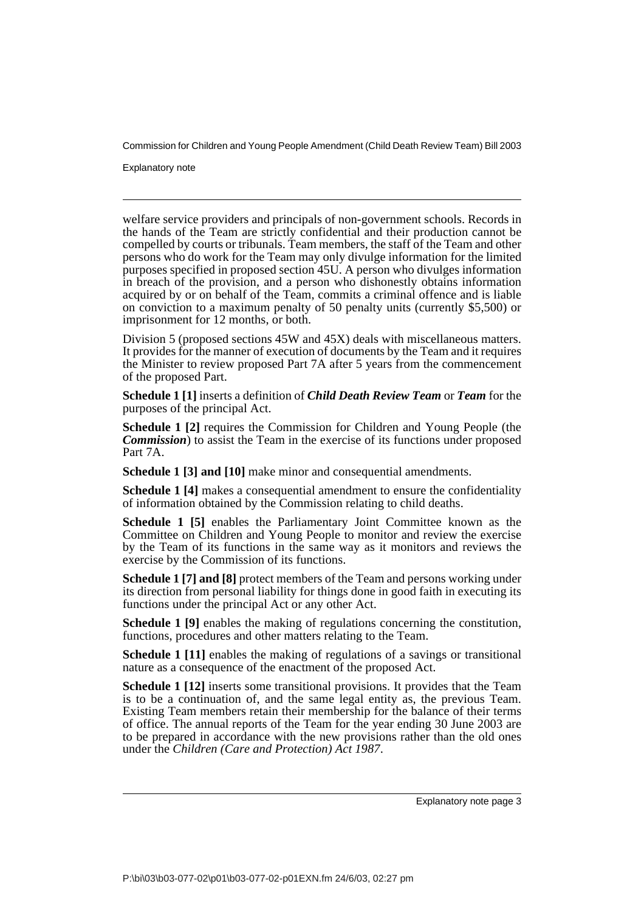welfare service providers and principals of non-government schools. Records in the hands of the Team are strictly confidential and their production cannot be compelled by courts or tribunals. Team members, the staff of the Team and other persons who do work for the Team may only divulge information for the limited purposes specified in proposed section 45U. A person who divulges information in breach of the provision, and a person who dishonestly obtains information acquired by or on behalf of the Team, commits a criminal offence and is liable on conviction to a maximum penalty of 50 penalty units (currently $5,500) or imprisonment for 12 months, or both.

Division 5 (proposed sections 45W and 45X) deals with miscellaneous matters. It provides for the manner of execution of documents by the Team and it requires the Minister to review proposed Part 7A after 5 years from the commencement of the proposed Part.

**Schedule 1 [1]** inserts a definition of ***Child Death Review Team*** or ***Team*** for the purposes of the principal Act.

**Schedule 1 [2]** requires the Commission for Children and Young People (the ***Commission***) to assist the Team in the exercise of its functions under proposed Part 7A.

**Schedule 1 [3] and [10]** make minor and consequential amendments.

**Schedule 1 [4]** makes a consequential amendment to ensure the confidentiality of information obtained by the Commission relating to child deaths.

**Schedule 1 [5]** enables the Parliamentary Joint Committee known as the Committee on Children and Young People to monitor and review the exercise by the Team of its functions in the same way as it monitors and reviews the exercise by the Commission of its functions.

**Schedule 1 [7] and [8]** protect members of the Team and persons working under its direction from personal liability for things done in good faith in executing its functions under the principal Act or any other Act.

**Schedule 1 [9]** enables the making of regulations concerning the constitution, functions, procedures and other matters relating to the Team.

**Schedule 1 [11]** enables the making of regulations of a savings or transitional nature as a consequence of the enactment of the proposed Act.

**Schedule 1 [12]** inserts some transitional provisions. It provides that the Team is to be a continuation of, and the same legal entity as, the previous Team. Existing Team members retain their membership for the balance of their terms of office. The annual reports of the Team for the year ending 30 June 2003 are to be prepared in accordance with the new provisions rather than the old ones under the *Children (Care and Protection) Act 1987*.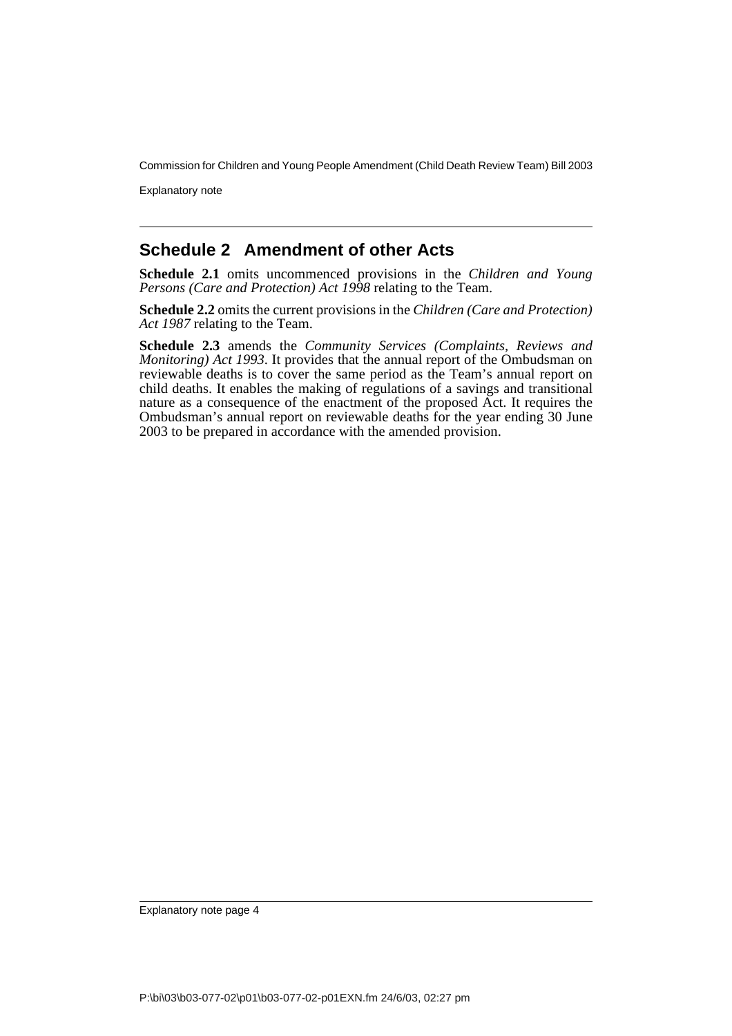## Schedule 2 Amendment of other Acts

**Schedule 2.1** omits uncommenced provisions in the *Children and Young Persons (Care and Protection) Act 1998* relating to the Team.

**Schedule 2.2** omits the current provisions in the *Children (Care and Protection) Act 1987* relating to the Team.

**Schedule 2.3** amends the *Community Services (Complaints, Reviews and Monitoring) Act 1993*. It provides that the annual report of the Ombudsman on reviewable deaths is to cover the same period as the Team's annual report on child deaths. It enables the making of regulations of a savings and transitional nature as a consequence of the enactment of the proposed Act. It requires the Ombudsman's annual report on reviewable deaths for the year ending 30 June 2003 to be prepared in accordance with the amended provision.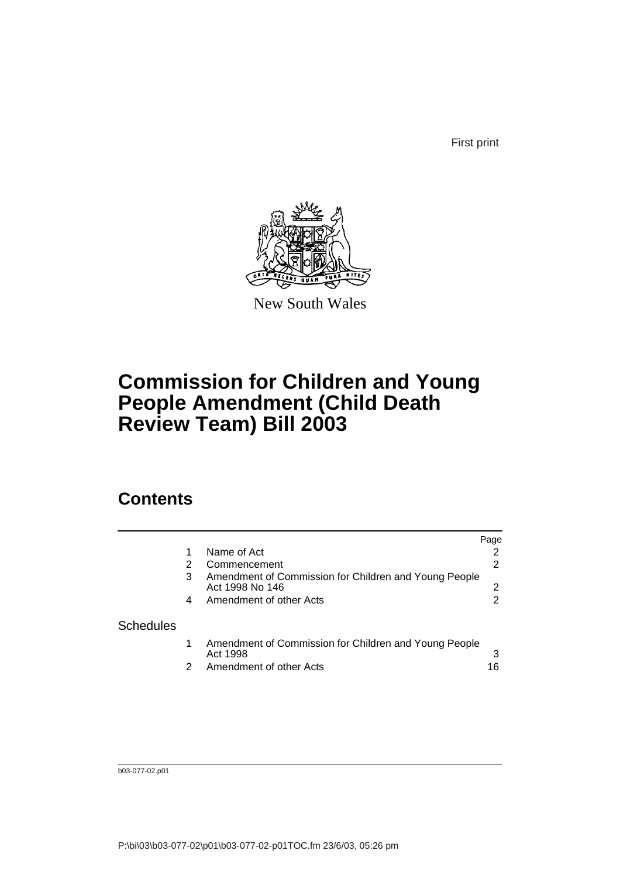First print

New South Wales

# Commission for Children and Young People Amendment (Child Death Review Team) Bill 2003

## Contents

| | | | Page |
|---|---|---|---|
| | 1 | Name of Act | 2 |
| | 2 | Commencement | 2 |
| | 3 | Amendment of Commission for Children and Young People Act 1998 No 146 | 2 |
| | 4 | Amendment of other Acts | 2 |
| Schedules | | | |
| | 1 | Amendment of Commission for Children and Young People Act 1998 | 3 |
| | 2 | Amendment of other Acts | 16 |

b03-077-02.p01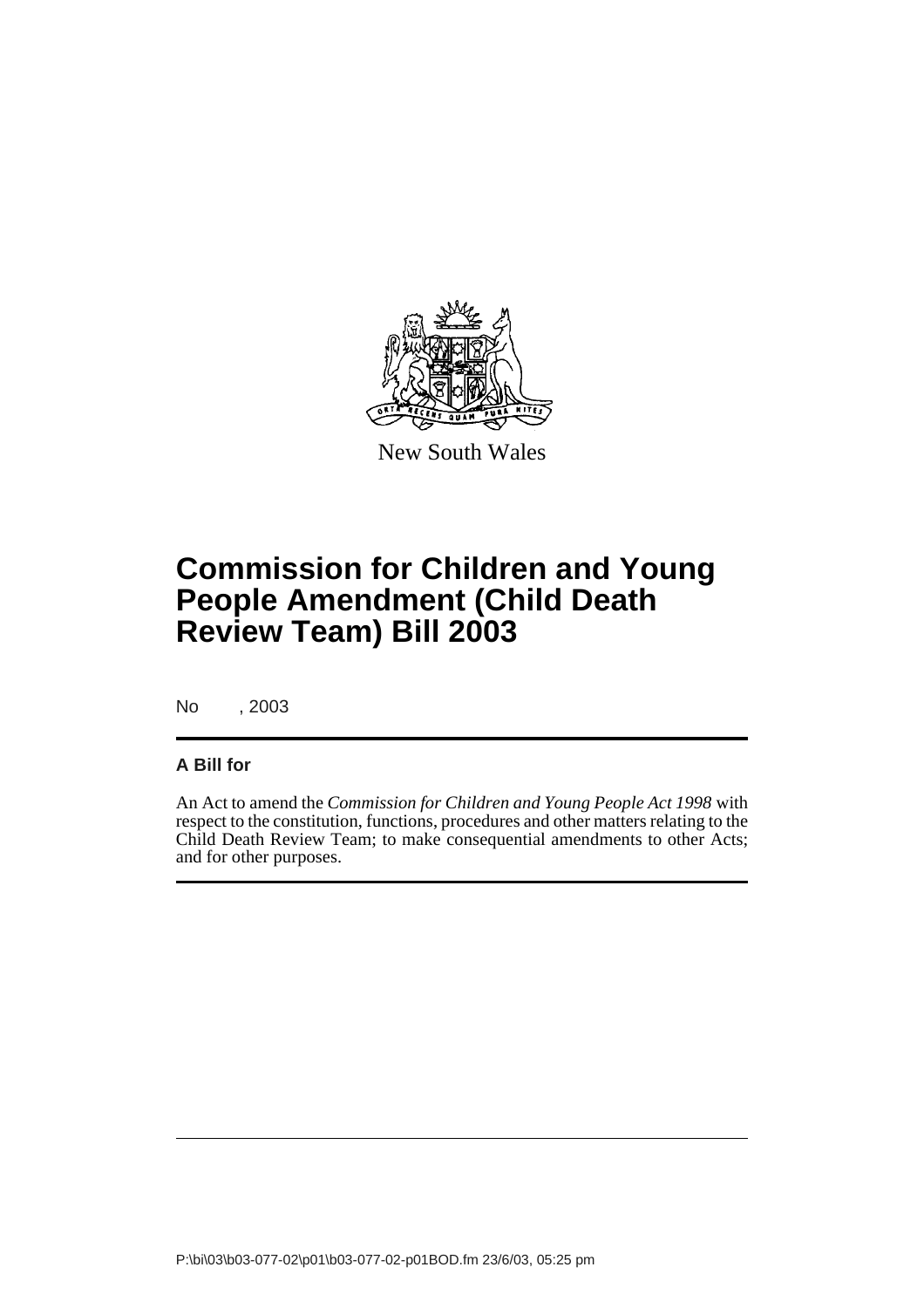New South Wales

# Commission for Children and Young People Amendment (Child Death Review Team) Bill 2003

No , 2003

## A Bill for

An Act to amend the *Commission for Children and Young People Act 1998* with respect to the constitution, functions, procedures and other matters relating to the Child Death Review Team; to make consequential amendments to other Acts; and for other purposes.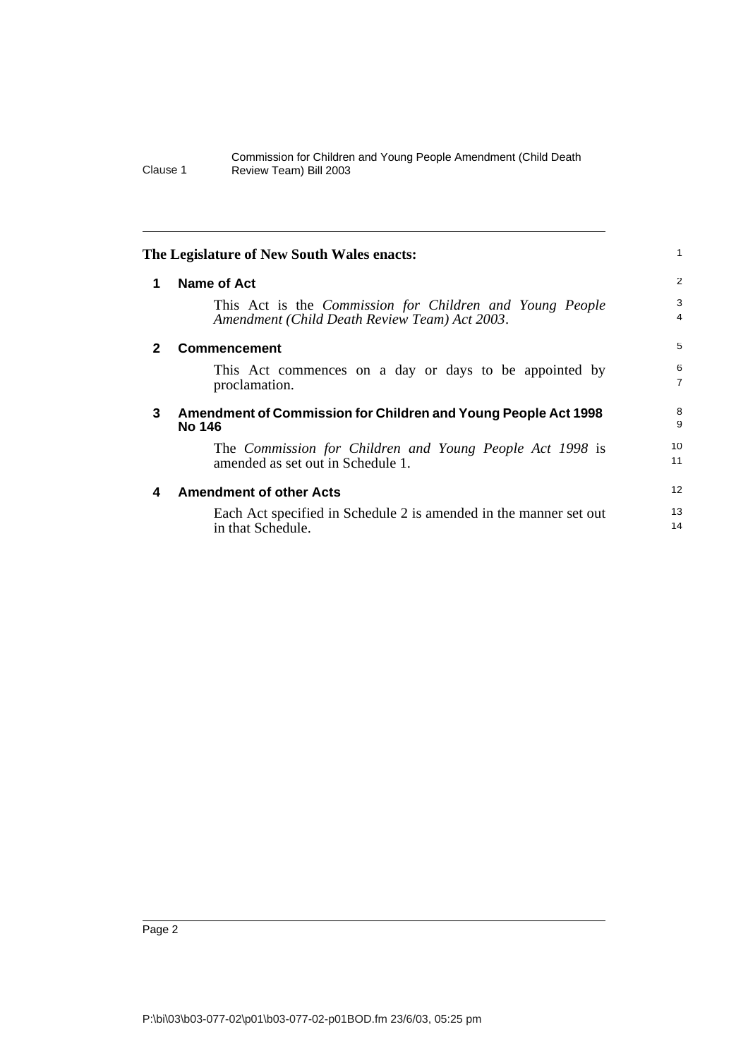**The Legislature of New South Wales enacts:**

### 1 Name of Act

This Act is the *Commission for Children and Young People Amendment (Child Death Review Team) Act 2003*.

### 2 Commencement

This Act commences on a day or days to be appointed by proclamation.

### 3 Amendment of Commission for Children and Young People Act 1998 No 146

The *Commission for Children and Young People Act 1998* is amended as set out in Schedule 1.

### 4 Amendment of other Acts

Each Act specified in Schedule 2 is amended in the manner set out in that Schedule.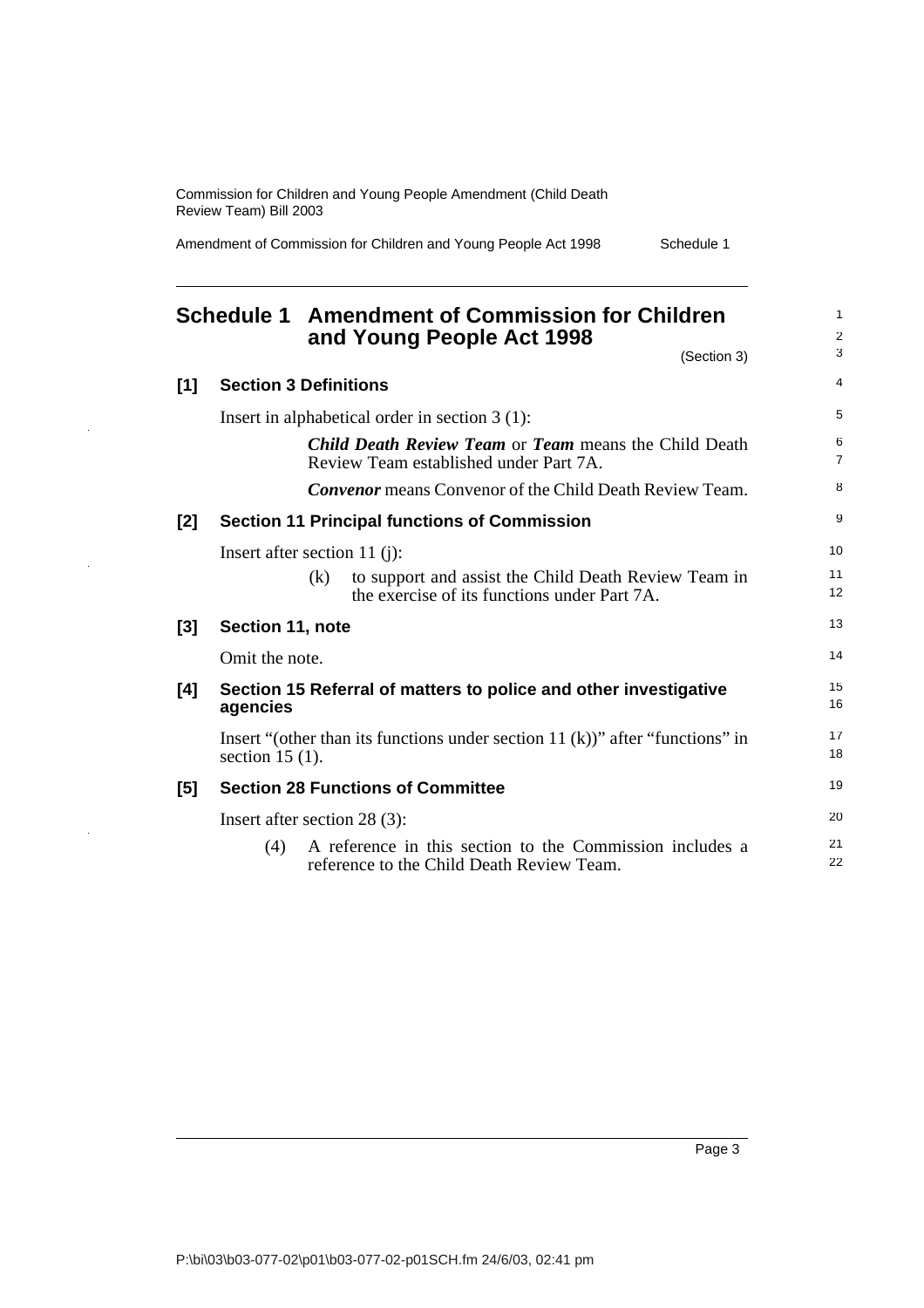# Schedule 1 Amendment of Commission for Children and Young People Act 1998

(Section 3)

**[1] Section 3 Definitions**

Insert in alphabetical order in section 3 (1):

> ***Child Death Review Team*** or ***Team*** means the Child Death Review Team established under Part 7A.
>
> ***Convenor*** means Convenor of the Child Death Review Team.

**[2] Section 11 Principal functions of Commission**

Insert after section 11 (j):

> (k) to support and assist the Child Death Review Team in the exercise of its functions under Part 7A.

**[3] Section 11, note**

Omit the note.

**[4] Section 15 Referral of matters to police and other investigative agencies**

Insert "(other than its functions under section 11 (k))" after "functions" in section 15 (1).

**[5] Section 28 Functions of Committee**

Insert after section 28 (3):

> (4) A reference in this section to the Commission includes a reference to the Child Death Review Team.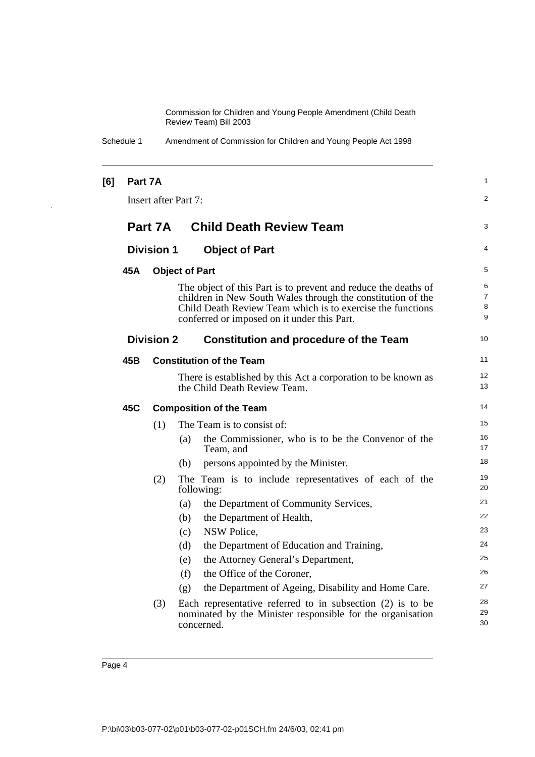**[6] Part 7A**

Insert after Part 7:

# Part 7A Child Death Review Team

## Division 1 Object of Part

### 45A Object of Part

The object of this Part is to prevent and reduce the deaths of children in New South Wales through the constitution of the Child Death Review Team which is to exercise the functions conferred or imposed on it under this Part.

## Division 2 Constitution and procedure of the Team

### 45B Constitution of the Team

There is established by this Act a corporation to be known as the Child Death Review Team.

### 45C Composition of the Team

(1) The Team is to consist of:

- (a) the Commissioner, who is to be the Convenor of the Team, and
- (b) persons appointed by the Minister.

(2) The Team is to include representatives of each of the following:

- (a) the Department of Community Services,
- (b) the Department of Health,
- (c) NSW Police,
- (d) the Department of Education and Training,
- (e) the Attorney General's Department,
- (f) the Office of the Coroner,
- (g) the Department of Ageing, Disability and Home Care.

(3) Each representative referred to in subsection (2) is to be nominated by the Minister responsible for the organisation concerned.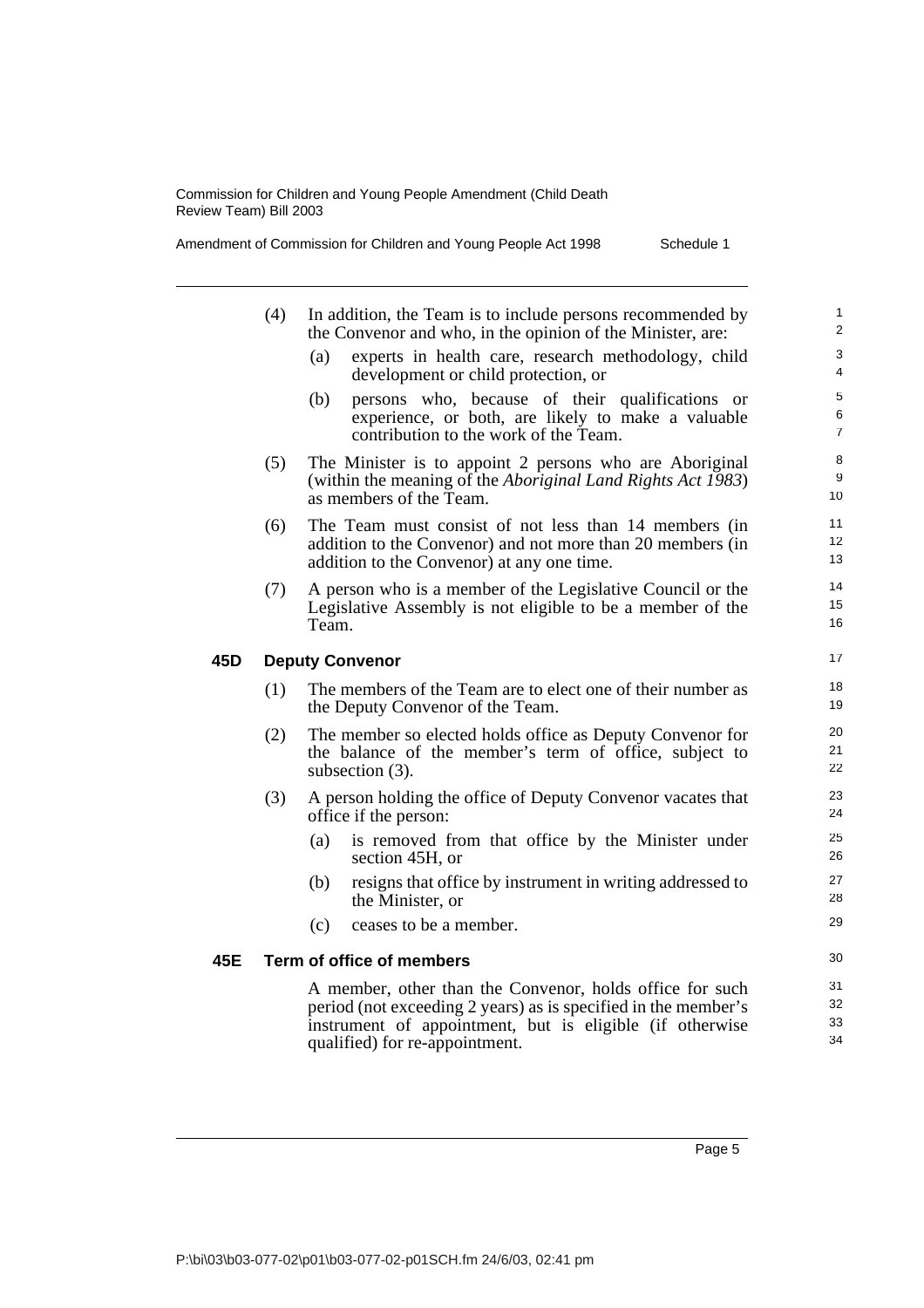(4) In addition, the Team is to include persons recommended by the Convenor and who, in the opinion of the Minister, are:

(a) experts in health care, research methodology, child development or child protection, or

(b) persons who, because of their qualifications or experience, or both, are likely to make a valuable contribution to the work of the Team.

(5) The Minister is to appoint 2 persons who are Aboriginal (within the meaning of the *Aboriginal Land Rights Act 1983*) as members of the Team.

(6) The Team must consist of not less than 14 members (in addition to the Convenor) and not more than 20 members (in addition to the Convenor) at any one time.

(7) A person who is a member of the Legislative Council or the Legislative Assembly is not eligible to be a member of the Team.

### 45D Deputy Convenor

(1) The members of the Team are to elect one of their number as the Deputy Convenor of the Team.

(2) The member so elected holds office as Deputy Convenor for the balance of the member's term of office, subject to subsection (3).

(3) A person holding the office of Deputy Convenor vacates that office if the person:

(a) is removed from that office by the Minister under section 45H, or

(b) resigns that office by instrument in writing addressed to the Minister, or

(c) ceases to be a member.

### 45E Term of office of members

A member, other than the Convenor, holds office for such period (not exceeding 2 years) as is specified in the member's instrument of appointment, but is eligible (if otherwise qualified) for re-appointment.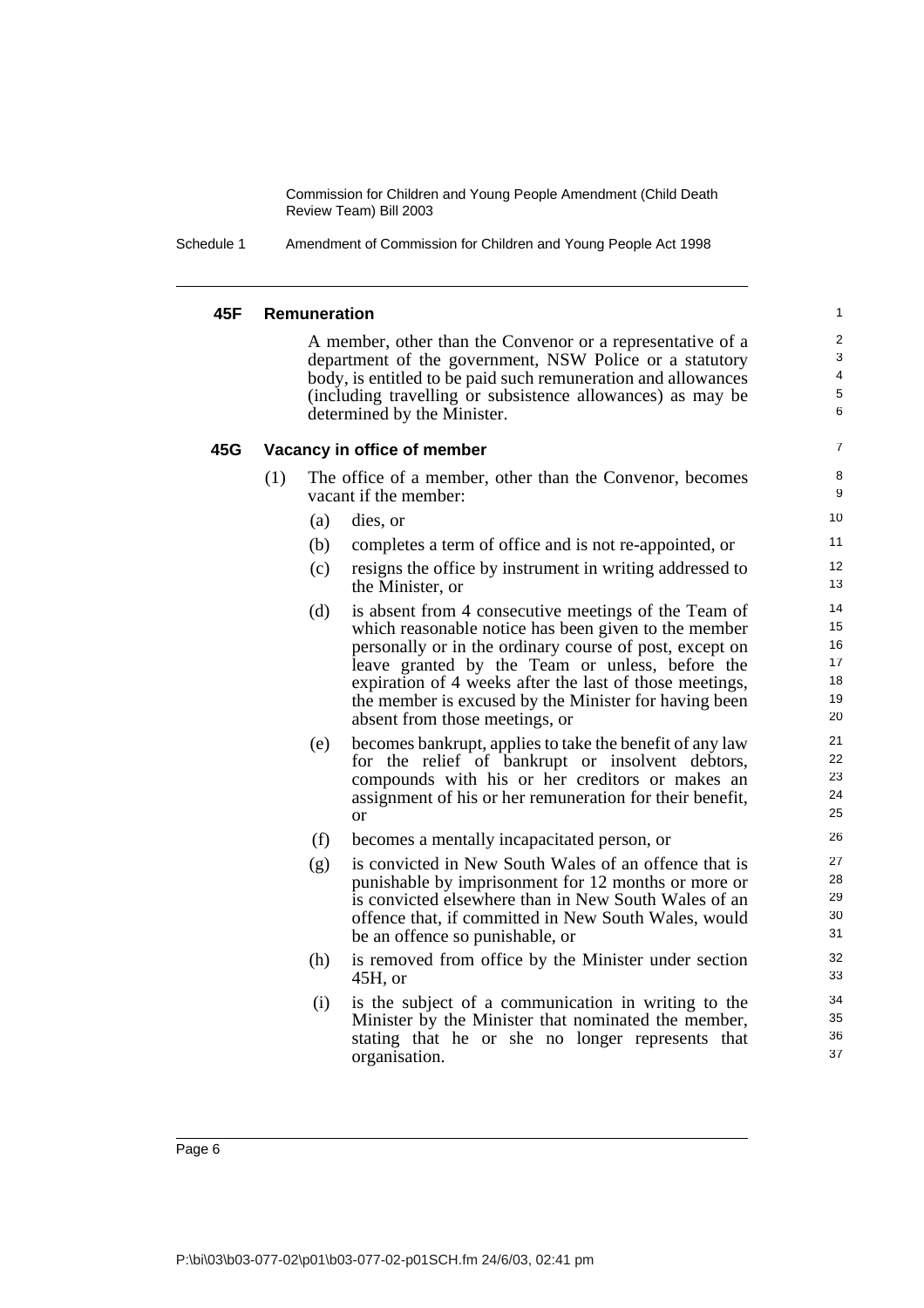### 45F Remuneration

A member, other than the Convenor or a representative of a department of the government, NSW Police or a statutory body, is entitled to be paid such remuneration and allowances (including travelling or subsistence allowances) as may be determined by the Minister.

### 45G Vacancy in office of member

(1) The office of a member, other than the Convenor, becomes vacant if the member:

- (a) dies, or
- (b) completes a term of office and is not re-appointed, or
- (c) resigns the office by instrument in writing addressed to the Minister, or
- (d) is absent from 4 consecutive meetings of the Team of which reasonable notice has been given to the member personally or in the ordinary course of post, except on leave granted by the Team or unless, before the expiration of 4 weeks after the last of those meetings, the member is excused by the Minister for having been absent from those meetings, or
- (e) becomes bankrupt, applies to take the benefit of any law for the relief of bankrupt or insolvent debtors, compounds with his or her creditors or makes an assignment of his or her remuneration for their benefit, or
- (f) becomes a mentally incapacitated person, or
- (g) is convicted in New South Wales of an offence that is punishable by imprisonment for 12 months or more or is convicted elsewhere than in New South Wales of an offence that, if committed in New South Wales, would be an offence so punishable, or
- (h) is removed from office by the Minister under section 45H, or
- (i) is the subject of a communication in writing to the Minister by the Minister that nominated the member, stating that he or she no longer represents that organisation.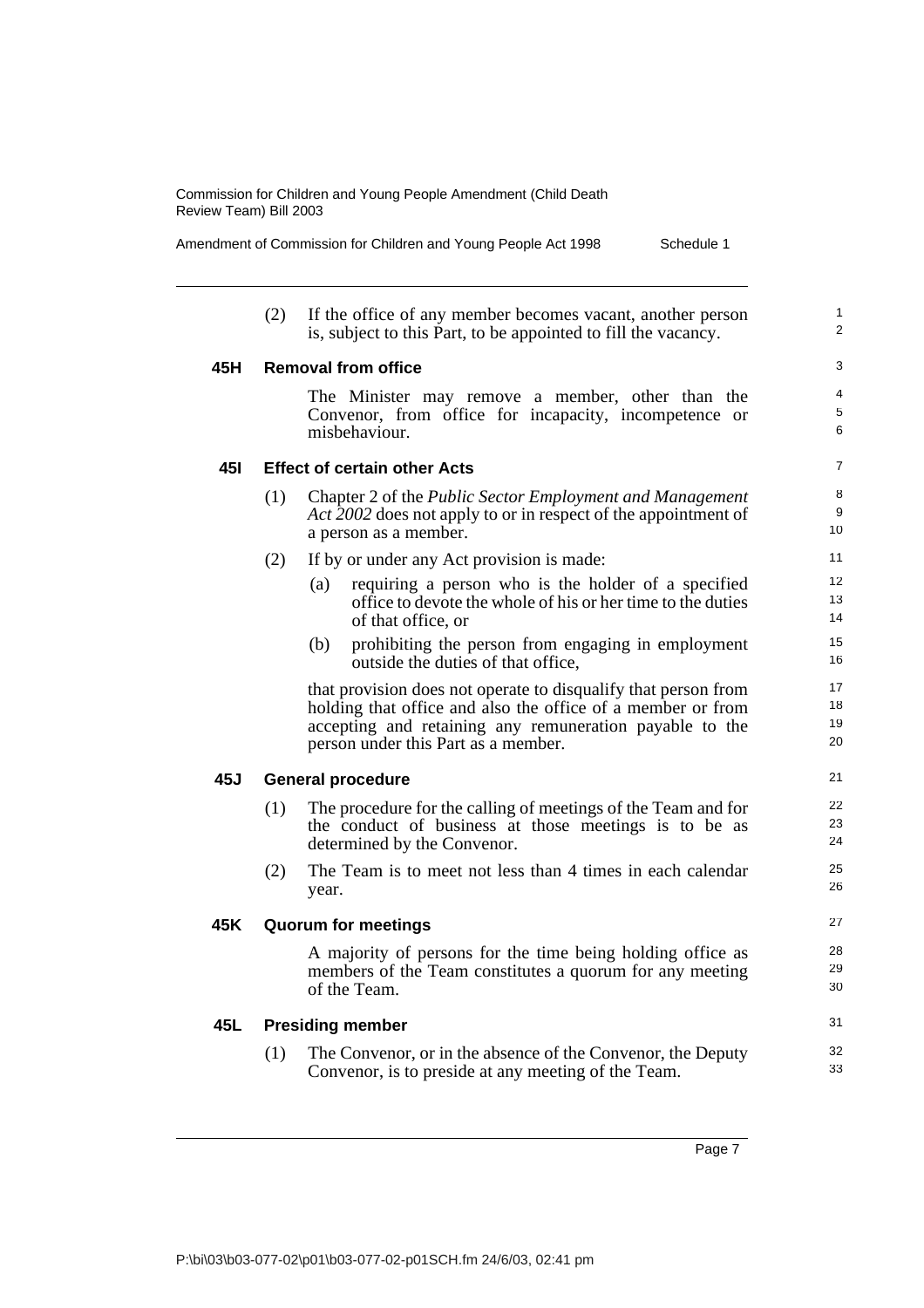(2) If the office of any member becomes vacant, another person is, subject to this Part, to be appointed to fill the vacancy.

### 45H Removal from office

The Minister may remove a member, other than the Convenor, from office for incapacity, incompetence or misbehaviour.

### 45I Effect of certain other Acts

(1) Chapter 2 of the *Public Sector Employment and Management Act 2002* does not apply to or in respect of the appointment of a person as a member.

(2) If by or under any Act provision is made:

- (a) requiring a person who is the holder of a specified office to devote the whole of his or her time to the duties of that office, or
- (b) prohibiting the person from engaging in employment outside the duties of that office,

that provision does not operate to disqualify that person from holding that office and also the office of a member or from accepting and retaining any remuneration payable to the person under this Part as a member.

### 45J General procedure

(1) The procedure for the calling of meetings of the Team and for the conduct of business at those meetings is to be as determined by the Convenor.

(2) The Team is to meet not less than 4 times in each calendar year.

### 45K Quorum for meetings

A majority of persons for the time being holding office as members of the Team constitutes a quorum for any meeting of the Team.

### 45L Presiding member

(1) The Convenor, or in the absence of the Convenor, the Deputy Convenor, is to preside at any meeting of the Team.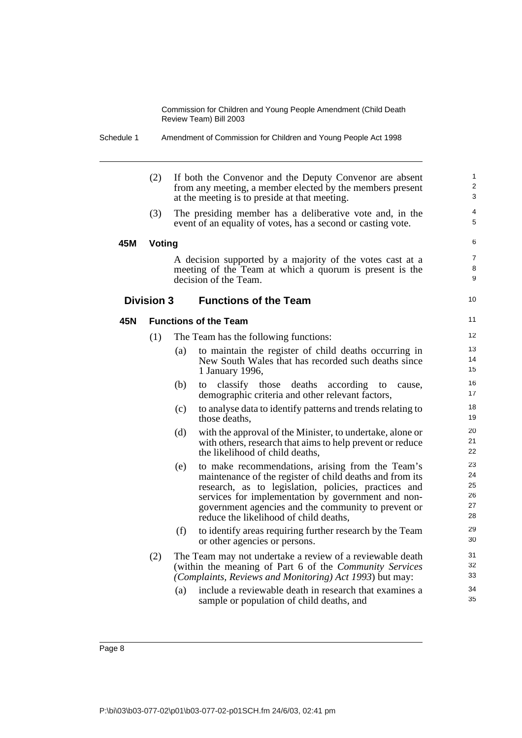(2) If both the Convenor and the Deputy Convenor are absent from any meeting, a member elected by the members present at the meeting is to preside at that meeting.

(3) The presiding member has a deliberative vote and, in the event of an equality of votes, has a second or casting vote.

### 45M Voting

A decision supported by a majority of the votes cast at a meeting of the Team at which a quorum is present is the decision of the Team.

## Division 3 Functions of the Team

### 45N Functions of the Team

(1) The Team has the following functions:

(a) to maintain the register of child deaths occurring in New South Wales that has recorded such deaths since 1 January 1996,

(b) to classify those deaths according to cause, demographic criteria and other relevant factors,

(c) to analyse data to identify patterns and trends relating to those deaths,

(d) with the approval of the Minister, to undertake, alone or with others, research that aims to help prevent or reduce the likelihood of child deaths,

(e) to make recommendations, arising from the Team's maintenance of the register of child deaths and from its research, as to legislation, policies, practices and services for implementation by government and non-government agencies and the community to prevent or reduce the likelihood of child deaths,

(f) to identify areas requiring further research by the Team or other agencies or persons.

(2) The Team may not undertake a review of a reviewable death (within the meaning of Part 6 of the *Community Services (Complaints, Reviews and Monitoring) Act 1993*) but may:

(a) include a reviewable death in research that examines a sample or population of child deaths, and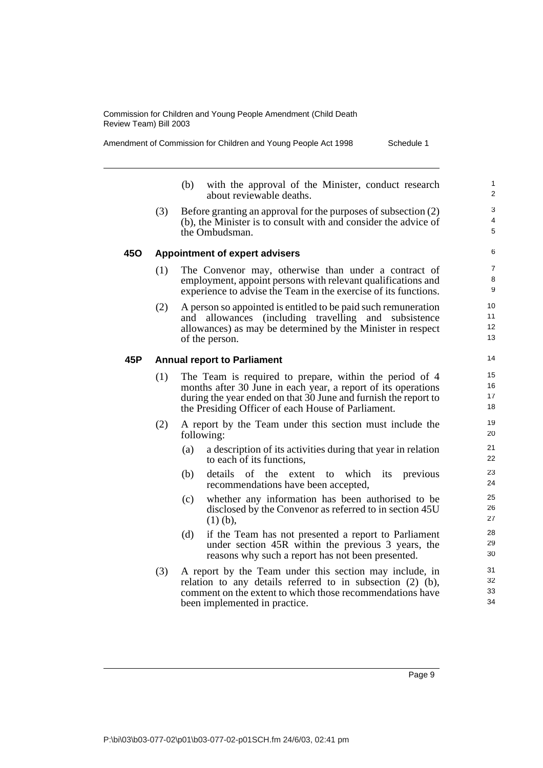(b) with the approval of the Minister, conduct research about reviewable deaths.

(3) Before granting an approval for the purposes of subsection (2) (b), the Minister is to consult with and consider the advice of the Ombudsman.

### 45O Appointment of expert advisers

(1) The Convenor may, otherwise than under a contract of employment, appoint persons with relevant qualifications and experience to advise the Team in the exercise of its functions.

(2) A person so appointed is entitled to be paid such remuneration and allowances (including travelling and subsistence allowances) as may be determined by the Minister in respect of the person.

### 45P Annual report to Parliament

(1) The Team is required to prepare, within the period of 4 months after 30 June in each year, a report of its operations during the year ended on that 30 June and furnish the report to the Presiding Officer of each House of Parliament.

(2) A report by the Team under this section must include the following:

(a) a description of its activities during that year in relation to each of its functions,

(b) details of the extent to which its previous recommendations have been accepted,

(c) whether any information has been authorised to be disclosed by the Convenor as referred to in section 45U (1) (b),

(d) if the Team has not presented a report to Parliament under section 45R within the previous 3 years, the reasons why such a report has not been presented.

(3) A report by the Team under this section may include, in relation to any details referred to in subsection (2) (b), comment on the extent to which those recommendations have been implemented in practice.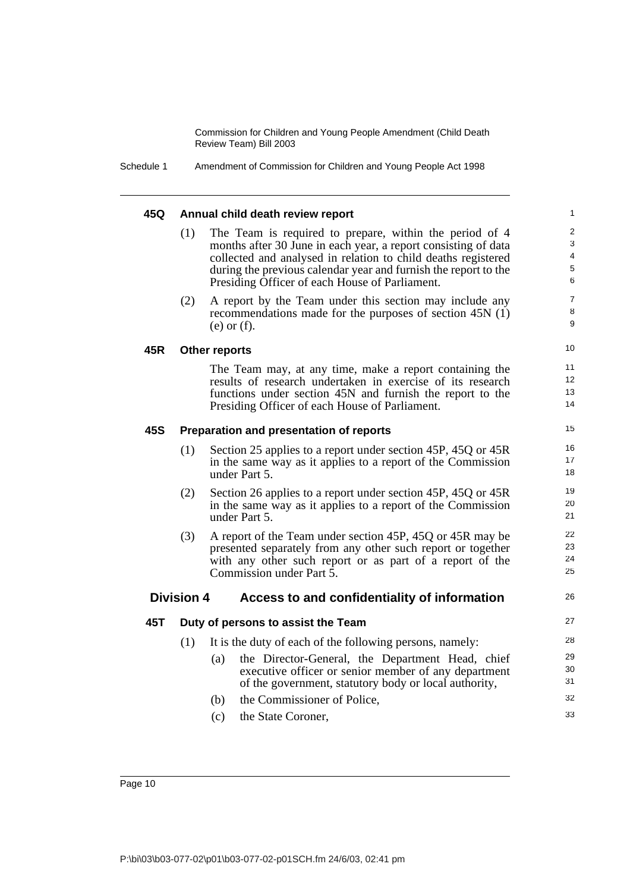#### 45Q Annual child death review report

(1) The Team is required to prepare, within the period of 4 months after 30 June in each year, a report consisting of data collected and analysed in relation to child deaths registered during the previous calendar year and furnish the report to the Presiding Officer of each House of Parliament.

(2) A report by the Team under this section may include any recommendations made for the purposes of section 45N (1) (e) or (f).

#### 45R Other reports

The Team may, at any time, make a report containing the results of research undertaken in exercise of its research functions under section 45N and furnish the report to the Presiding Officer of each House of Parliament.

#### 45S Preparation and presentation of reports

(1) Section 25 applies to a report under section 45P, 45Q or 45R in the same way as it applies to a report of the Commission under Part 5.

(2) Section 26 applies to a report under section 45P, 45Q or 45R in the same way as it applies to a report of the Commission under Part 5.

(3) A report of the Team under section 45P, 45Q or 45R may be presented separately from any other such report or together with any other such report or as part of a report of the Commission under Part 5.

### Division 4 Access to and confidentiality of information

#### 45T Duty of persons to assist the Team

(1) It is the duty of each of the following persons, namely:

- (a) the Director-General, the Department Head, chief executive officer or senior member of any department of the government, statutory body or local authority,
- (b) the Commissioner of Police,
- (c) the State Coroner,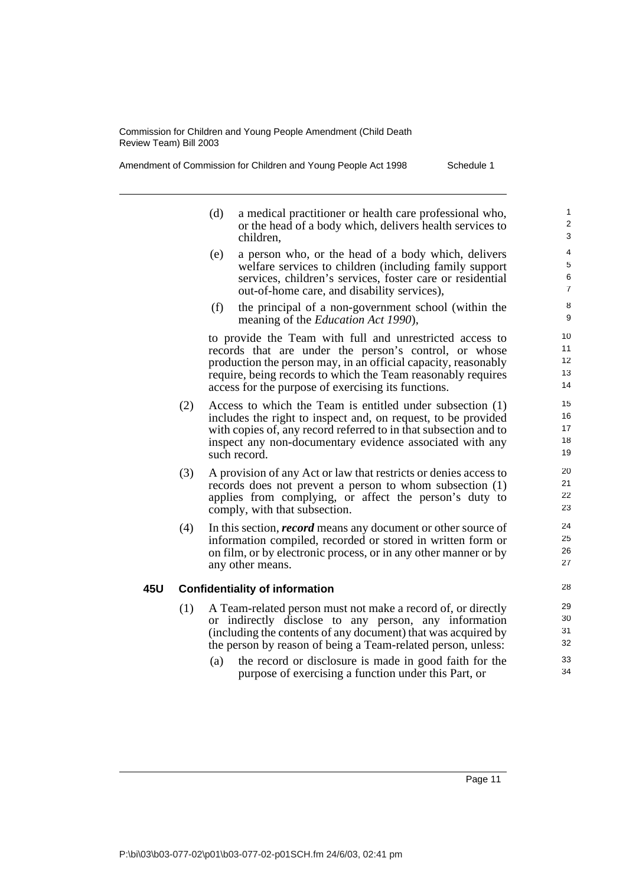(d) a medical practitioner or health care professional who, or the head of a body which, delivers health services to children,

(e) a person who, or the head of a body which, delivers welfare services to children (including family support services, children's services, foster care or residential out-of-home care, and disability services),

(f) the principal of a non-government school (within the meaning of the *Education Act 1990*),

to provide the Team with full and unrestricted access to records that are under the person's control, or whose production the person may, in an official capacity, reasonably require, being records to which the Team reasonably requires access for the purpose of exercising its functions.

(2) Access to which the Team is entitled under subsection (1) includes the right to inspect and, on request, to be provided with copies of, any record referred to in that subsection and to inspect any non-documentary evidence associated with any such record.

(3) A provision of any Act or law that restricts or denies access to records does not prevent a person to whom subsection (1) applies from complying, or affect the person's duty to comply, with that subsection.

(4) In this section, ***record*** means any document or other source of information compiled, recorded or stored in written form or on film, or by electronic process, or in any other manner or by any other means.

### 45U Confidentiality of information

(1) A Team-related person must not make a record of, or directly or indirectly disclose to any person, any information (including the contents of any document) that was acquired by the person by reason of being a Team-related person, unless:

(a) the record or disclosure is made in good faith for the purpose of exercising a function under this Part, or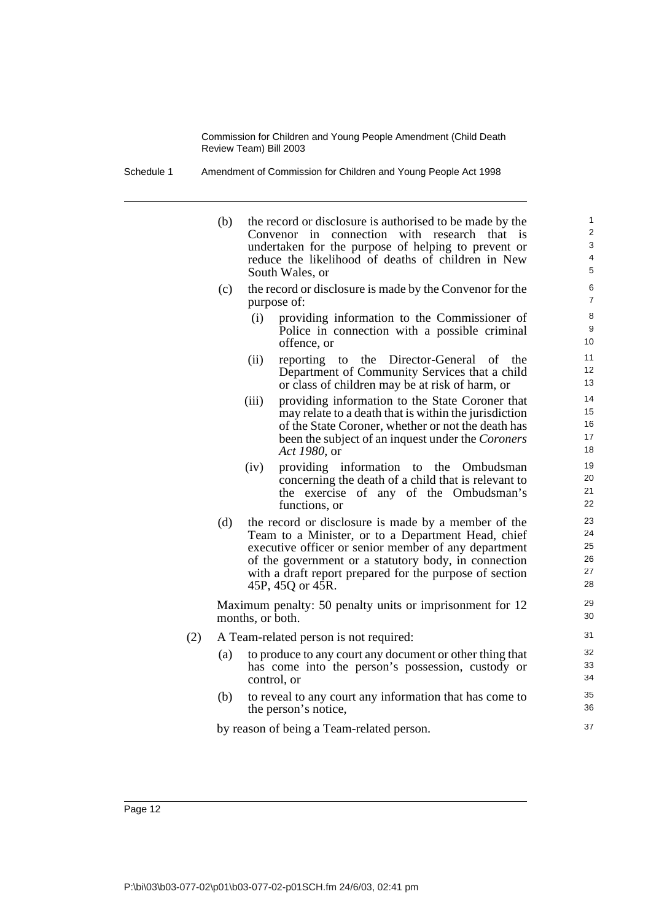(b) the record or disclosure is authorised to be made by the Convenor in connection with research that is undertaken for the purpose of helping to prevent or reduce the likelihood of deaths of children in New South Wales, or

(c) the record or disclosure is made by the Convenor for the purpose of:

(i) providing information to the Commissioner of Police in connection with a possible criminal offence, or

(ii) reporting to the Director-General of the Department of Community Services that a child or class of children may be at risk of harm, or

(iii) providing information to the State Coroner that may relate to a death that is within the jurisdiction of the State Coroner, whether or not the death has been the subject of an inquest under the *Coroners Act 1980*, or

(iv) providing information to the Ombudsman concerning the death of a child that is relevant to the exercise of any of the Ombudsman's functions, or

(d) the record or disclosure is made by a member of the Team to a Minister, or to a Department Head, chief executive officer or senior member of any department of the government or a statutory body, in connection with a draft report prepared for the purpose of section 45P, 45Q or 45R.

Maximum penalty: 50 penalty units or imprisonment for 12 months, or both.

(2) A Team-related person is not required:

(a) to produce to any court any document or other thing that has come into the person's possession, custody or control, or

(b) to reveal to any court any information that has come to the person's notice,

by reason of being a Team-related person.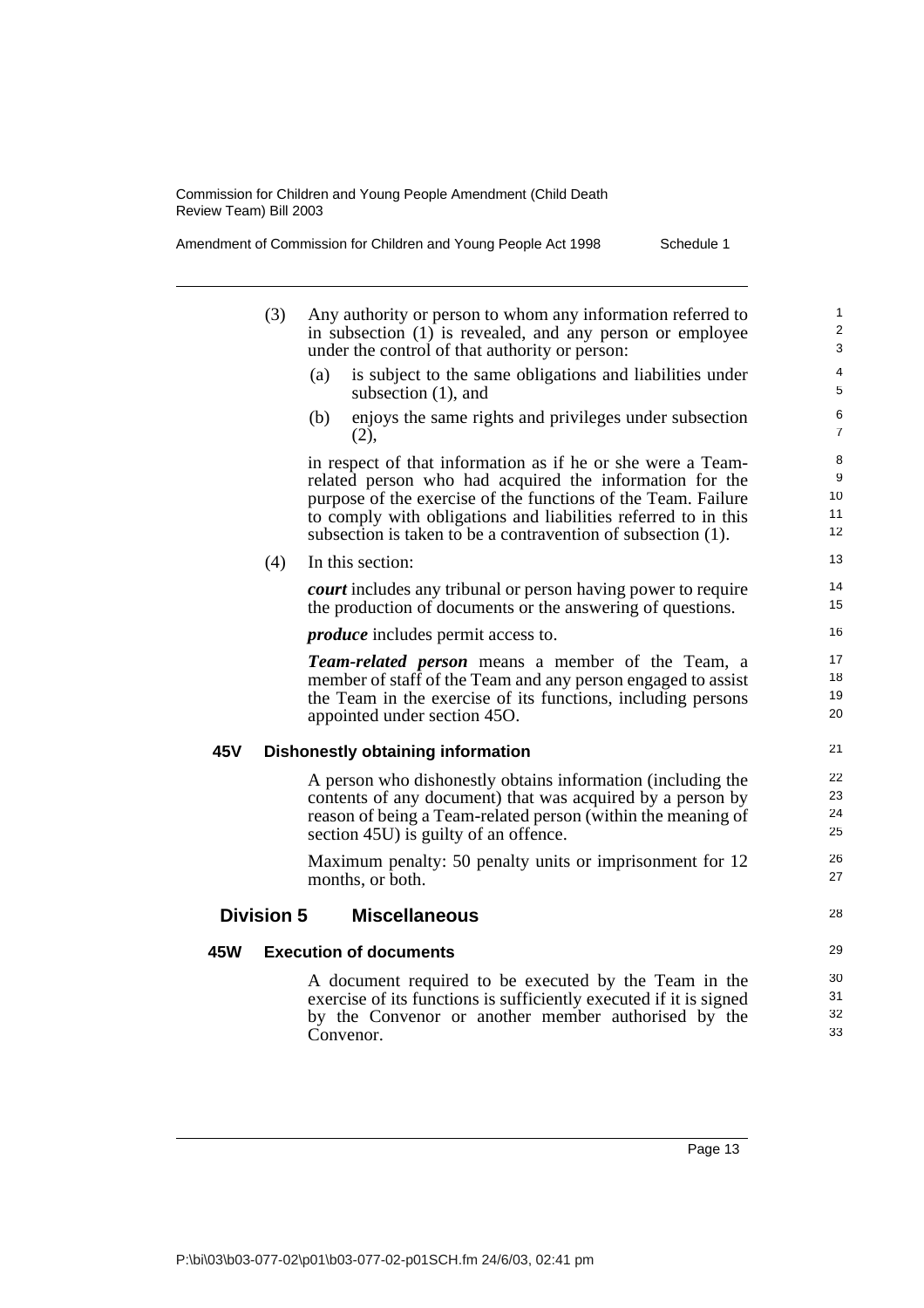(3) Any authority or person to whom any information referred to in subsection (1) is revealed, and any person or employee under the control of that authority or person:

(a) is subject to the same obligations and liabilities under subsection (1), and

(b) enjoys the same rights and privileges under subsection (2),

in respect of that information as if he or she were a Team-related person who had acquired the information for the purpose of the exercise of the functions of the Team. Failure to comply with obligations and liabilities referred to in this subsection is taken to be a contravention of subsection (1).

(4) In this section:

***court*** includes any tribunal or person having power to require the production of documents or the answering of questions.

***produce*** includes permit access to.

***Team-related person*** means a member of the Team, a member of staff of the Team and any person engaged to assist the Team in the exercise of its functions, including persons appointed under section 45O.

### 45V Dishonestly obtaining information

A person who dishonestly obtains information (including the contents of any document) that was acquired by a person by reason of being a Team-related person (within the meaning of section 45U) is guilty of an offence.

Maximum penalty: 50 penalty units or imprisonment for 12 months, or both.

## Division 5 Miscellaneous

### 45W Execution of documents

A document required to be executed by the Team in the exercise of its functions is sufficiently executed if it is signed by the Convenor or another member authorised by the Convenor.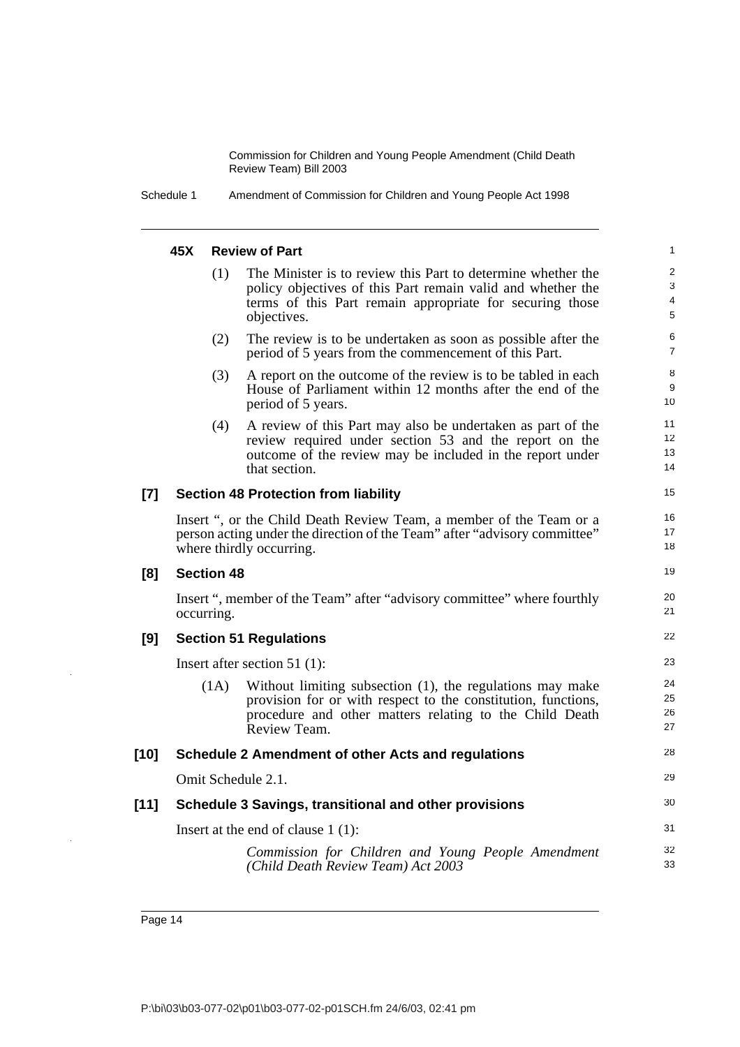#### 45X Review of Part

(1) The Minister is to review this Part to determine whether the policy objectives of this Part remain valid and whether the terms of this Part remain appropriate for securing those objectives.

(2) The review is to be undertaken as soon as possible after the period of 5 years from the commencement of this Part.

(3) A report on the outcome of the review is to be tabled in each House of Parliament within 12 months after the end of the period of 5 years.

(4) A review of this Part may also be undertaken as part of the review required under section 53 and the report on the outcome of the review may be included in the report under that section.

### [7] Section 48 Protection from liability

Insert ", or the Child Death Review Team, a member of the Team or a person acting under the direction of the Team" after "advisory committee" where thirdly occurring.

### [8] Section 48

Insert ", member of the Team" after "advisory committee" where fourthly occurring.

### [9] Section 51 Regulations

Insert after section 51 (1):

(1A) Without limiting subsection (1), the regulations may make provision for or with respect to the constitution, functions, procedure and other matters relating to the Child Death Review Team.

### [10] Schedule 2 Amendment of other Acts and regulations

Omit Schedule 2.1.

### [11] Schedule 3 Savings, transitional and other provisions

Insert at the end of clause 1 (1):

*Commission for Children and Young People Amendment (Child Death Review Team) Act 2003*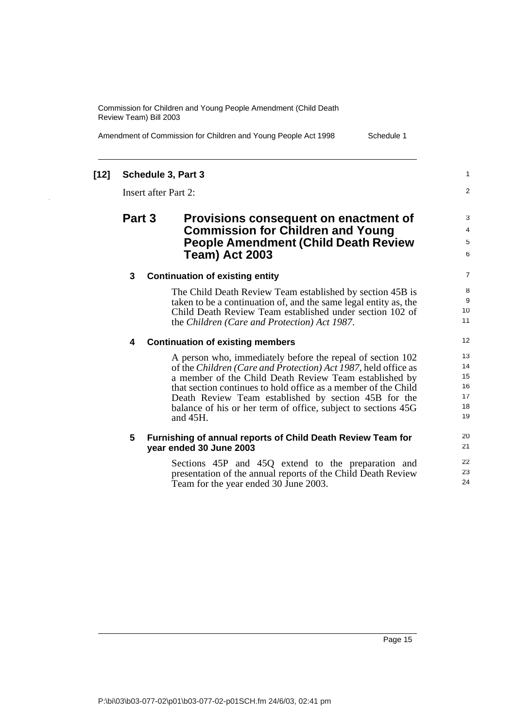**[12] Schedule 3, Part 3**

Insert after Part 2:

## Part 3 Provisions consequent on enactment of Commission for Children and Young People Amendment (Child Death Review Team) Act 2003

### 3 Continuation of existing entity

The Child Death Review Team established by section 45B is taken to be a continuation of, and the same legal entity as, the Child Death Review Team established under section 102 of the *Children (Care and Protection) Act 1987*.

### 4 Continuation of existing members

A person who, immediately before the repeal of section 102 of the *Children (Care and Protection) Act 1987*, held office as a member of the Child Death Review Team established by that section continues to hold office as a member of the Child Death Review Team established by section 45B for the balance of his or her term of office, subject to sections 45G and 45H.

### 5 Furnishing of annual reports of Child Death Review Team for year ended 30 June 2003

Sections 45P and 45Q extend to the preparation and presentation of the annual reports of the Child Death Review Team for the year ended 30 June 2003.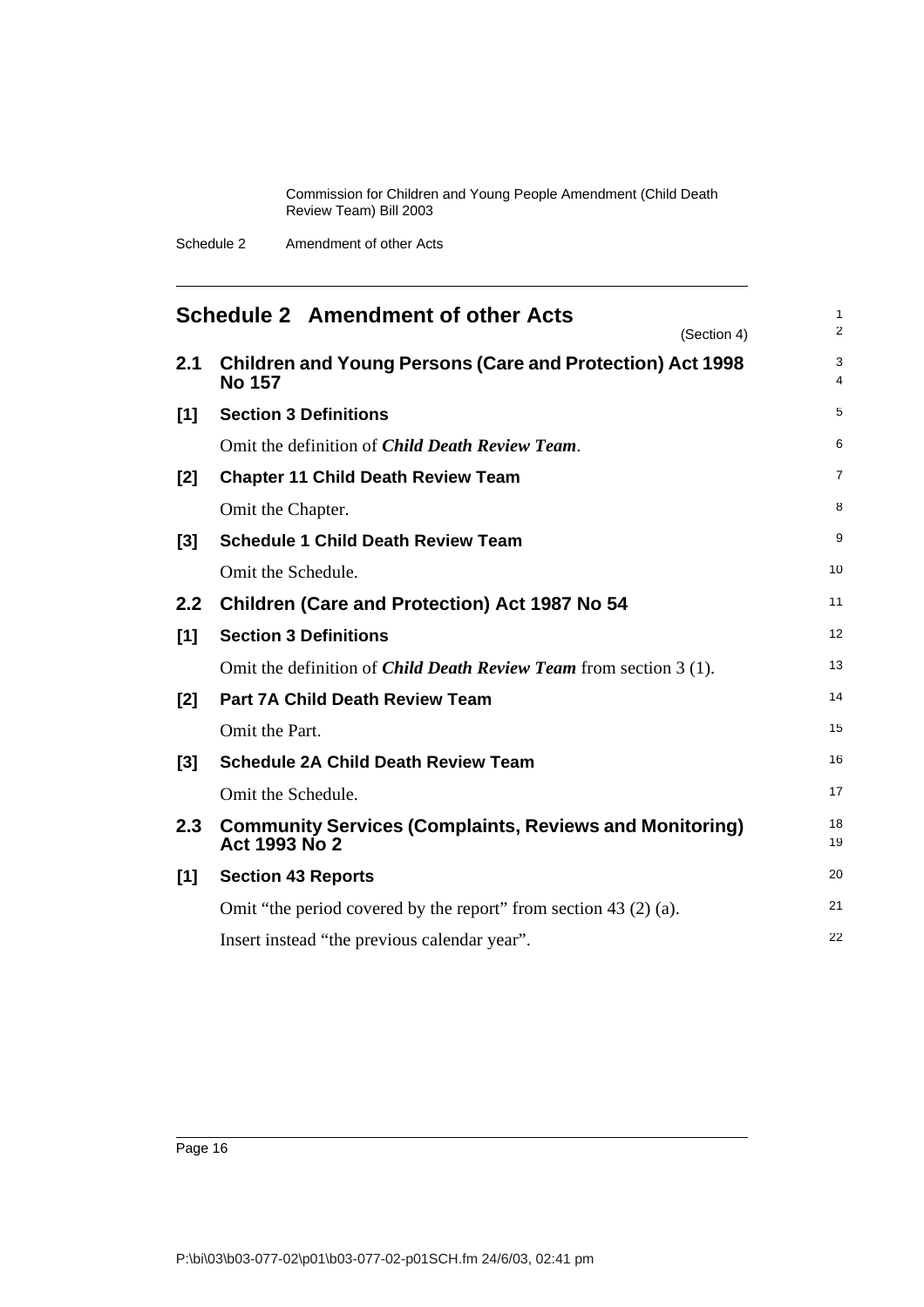# Schedule 2 Amendment of other Acts

(Section 4)

## 2.1 Children and Young Persons (Care and Protection) Act 1998 No 157

### [1] Section 3 Definitions

Omit the definition of ***Child Death Review Team***.

### [2] Chapter 11 Child Death Review Team

Omit the Chapter.

### [3] Schedule 1 Child Death Review Team

Omit the Schedule.

## 2.2 Children (Care and Protection) Act 1987 No 54

### [1] Section 3 Definitions

Omit the definition of ***Child Death Review Team*** from section 3 (1).

### [2] Part 7A Child Death Review Team

Omit the Part.

### [3] Schedule 2A Child Death Review Team

Omit the Schedule.

## 2.3 Community Services (Complaints, Reviews and Monitoring) Act 1993 No 2

### [1] Section 43 Reports

Omit "the period covered by the report" from section 43 (2) (a).

Insert instead "the previous calendar year".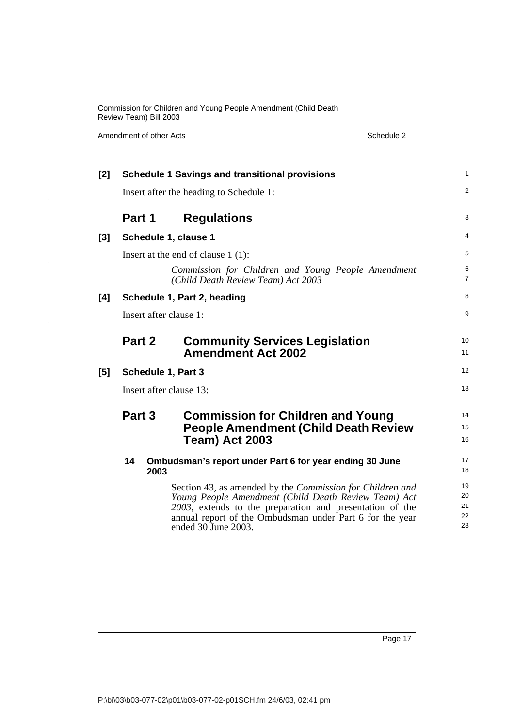**[2] Schedule 1 Savings and transitional provisions**

Insert after the heading to Schedule 1:

## Part 1 Regulations

**[3] Schedule 1, clause 1**

Insert at the end of clause 1 (1):

*Commission for Children and Young People Amendment (Child Death Review Team) Act 2003*

**[4] Schedule 1, Part 2, heading**

Insert after clause 1:

## Part 2 Community Services Legislation Amendment Act 2002

**[5] Schedule 1, Part 3**

Insert after clause 13:

## Part 3 Commission for Children and Young People Amendment (Child Death Review Team) Act 2003

### 14 Ombudsman's report under Part 6 for year ending 30 June 2003

Section 43, as amended by the *Commission for Children and Young People Amendment (Child Death Review Team) Act 2003*, extends to the preparation and presentation of the annual report of the Ombudsman under Part 6 for the year ended 30 June 2003.